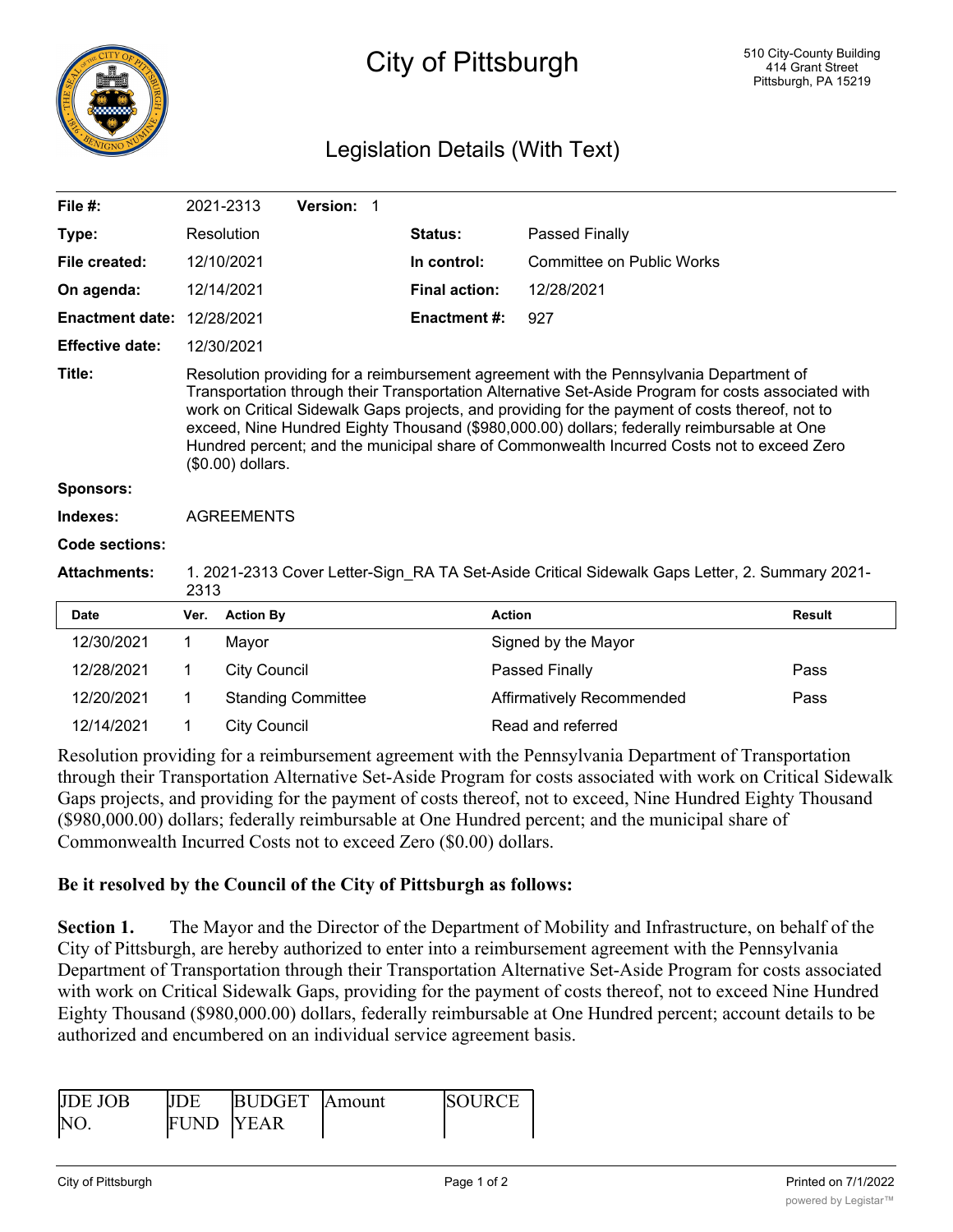# City of Pittsburgh

510 City-County Building
414 Grant Street
Pittsburgh, PA 15219

## Legislation Details (With Text)

| | | | |
|---|---|---|---|
| **File #:** | 2021-2313 **Version:** 1 | | |
| **Type:** | Resolution | **Status:** | Passed Finally |
| **File created:** | 12/10/2021 | **In control:** | Committee on Public Works |
| **On agenda:** | 12/14/2021 | **Final action:** | 12/28/2021 |
| **Enactment date:** | 12/28/2021 | **Enactment #:** | 927 |
| **Effective date:** | 12/30/2021 | | |

**Title:** Resolution providing for a reimbursement agreement with the Pennsylvania Department of Transportation through their Transportation Alternative Set-Aside Program for costs associated with work on Critical Sidewalk Gaps projects, and providing for the payment of costs thereof, not to exceed, Nine Hundred Eighty Thousand ($980,000.00) dollars; federally reimbursable at One Hundred percent; and the municipal share of Commonwealth Incurred Costs not to exceed Zero ($0.00) dollars.

**Sponsors:**

**Indexes:** AGREEMENTS

**Code sections:**

**Attachments:** 1. 2021-2313 Cover Letter-Sign_RA TA Set-Aside Critical Sidewalk Gaps Letter, 2. Summary 2021-2313

| Date | Ver. | Action By | Action | Result |
|---|---|---|---|---|
| 12/30/2021 | 1 | Mayor | Signed by the Mayor | |
| 12/28/2021 | 1 | City Council | Passed Finally | Pass |
| 12/20/2021 | 1 | Standing Committee | Affirmatively Recommended | Pass |
| 12/14/2021 | 1 | City Council | Read and referred | |

Resolution providing for a reimbursement agreement with the Pennsylvania Department of Transportation through their Transportation Alternative Set-Aside Program for costs associated with work on Critical Sidewalk Gaps projects, and providing for the payment of costs thereof, not to exceed, Nine Hundred Eighty Thousand ($980,000.00) dollars; federally reimbursable at One Hundred percent; and the municipal share of Commonwealth Incurred Costs not to exceed Zero ($0.00) dollars.

**Be it resolved by the Council of the City of Pittsburgh as follows:**

**Section 1.** The Mayor and the Director of the Department of Mobility and Infrastructure, on behalf of the City of Pittsburgh, are hereby authorized to enter into a reimbursement agreement with the Pennsylvania Department of Transportation through their Transportation Alternative Set-Aside Program for costs associated with work on Critical Sidewalk Gaps, providing for the payment of costs thereof, not to exceed Nine Hundred Eighty Thousand ($980,000.00) dollars, federally reimbursable at One Hundred percent; account details to be authorized and encumbered on an individual service agreement basis.

| JDE JOB NO. | JDE FUND | BUDGET YEAR | Amount | SOURCE |
|---|---|---|---|---|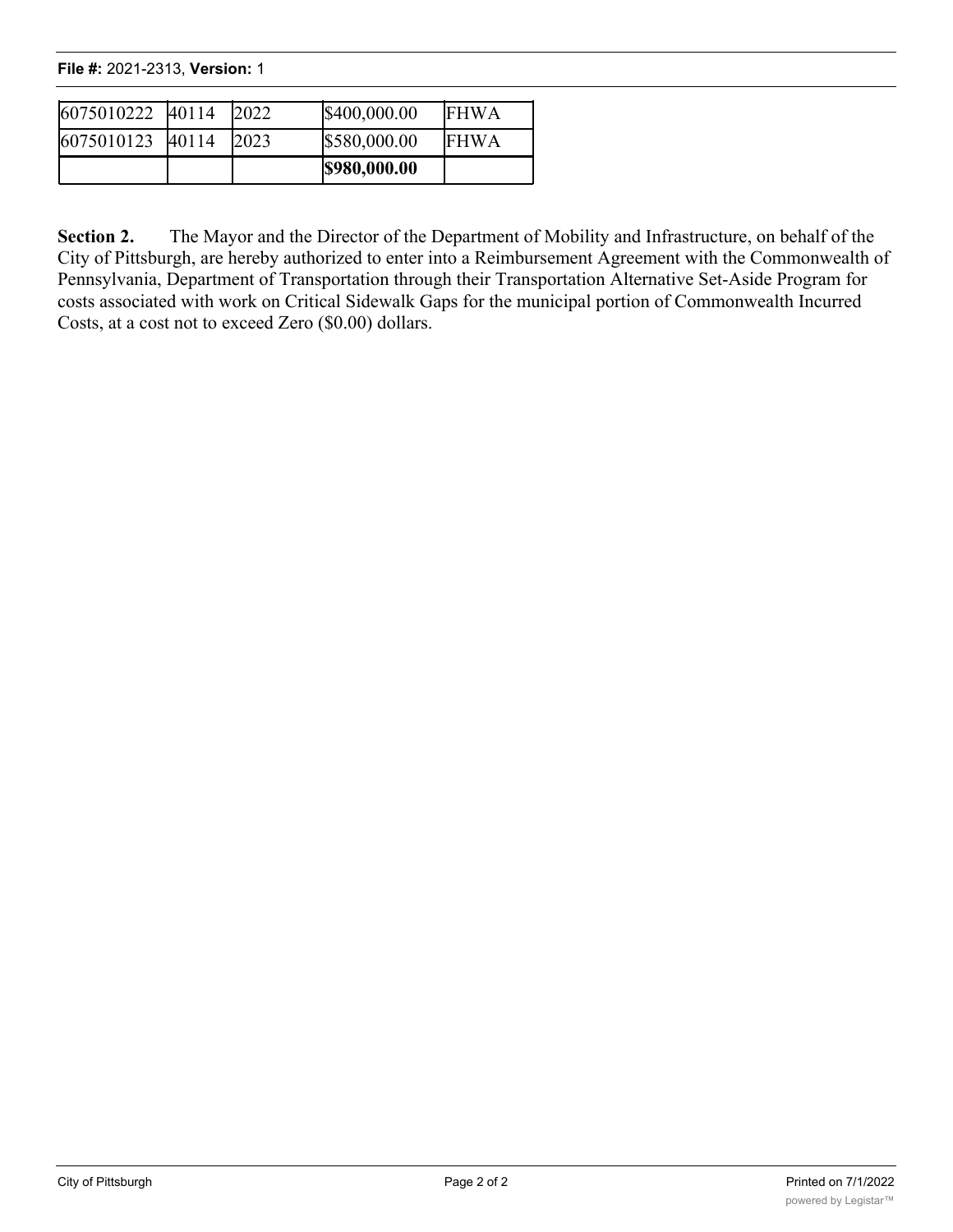| | | | | |
|---|---|---|---|---|
| 6075010222 | 40114 | 2022 | $400,000.00 | FHWA |
| 6075010123 | 40114 | 2023 | $580,000.00 | FHWA |
| | | | **$980,000.00** | |

**Section 2.** The Mayor and the Director of the Department of Mobility and Infrastructure, on behalf of the City of Pittsburgh, are hereby authorized to enter into a Reimbursement Agreement with the Commonwealth of Pennsylvania, Department of Transportation through their Transportation Alternative Set-Aside Program for costs associated with work on Critical Sidewalk Gaps for the municipal portion of Commonwealth Incurred Costs, at a cost not to exceed Zero ($0.00) dollars.